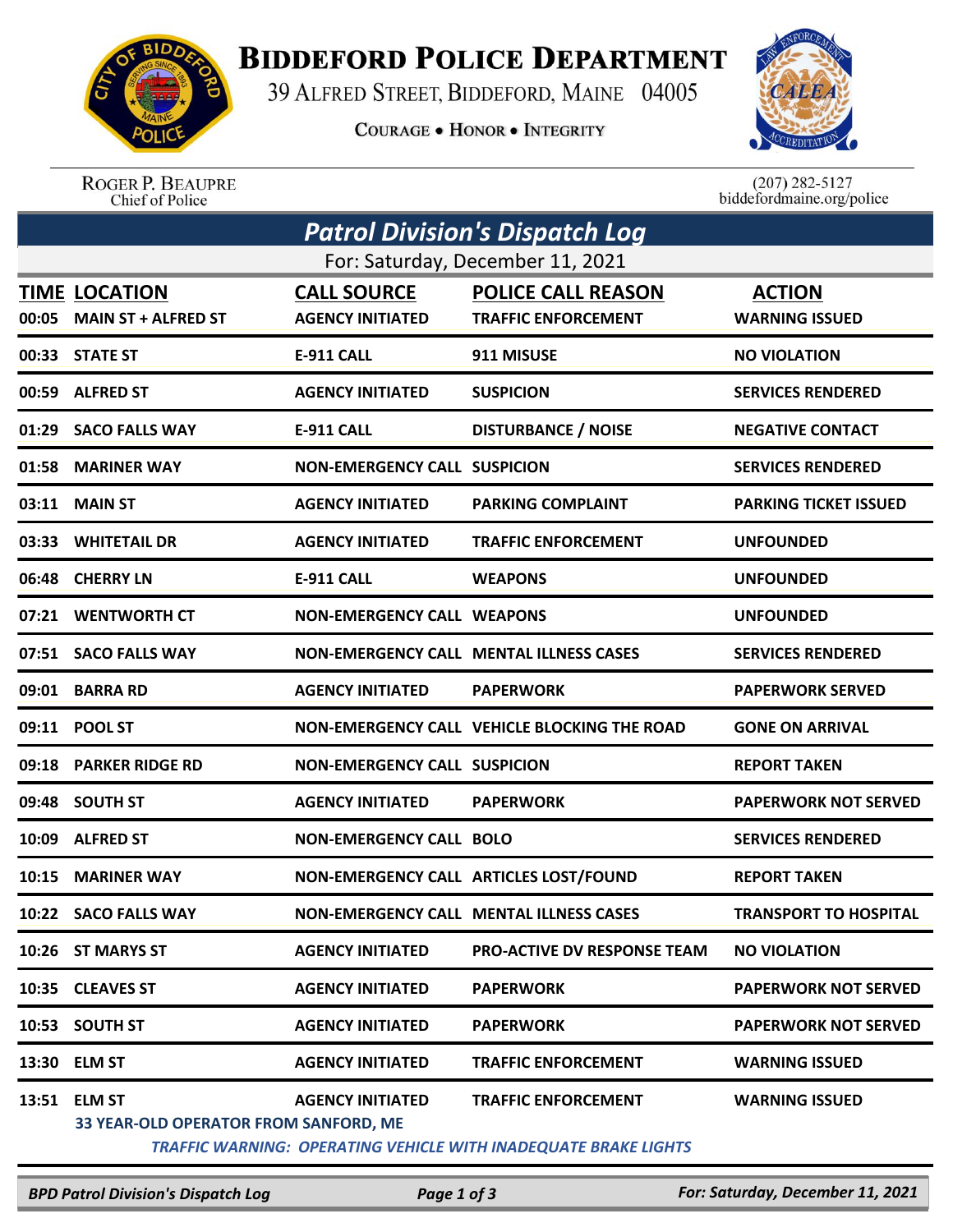# BIDDEFORD POLICE DEPARTMENT

39 ALFRED STREET, BIDDEFORD, MAINE 04005

COURAGE • HONOR • INTEGRITY

ROGER P. BEAUPRE
Chief of Police

(207) 282-5127
biddefordmaine.org/police

## *Patrol Division's Dispatch Log*

For: Saturday, December 11, 2021

| TIME | LOCATION | CALL SOURCE | POLICE CALL REASON | ACTION |
|---|---|---|---|---|
| 00:05 | MAIN ST + ALFRED ST | AGENCY INITIATED | TRAFFIC ENFORCEMENT | WARNING ISSUED |
| 00:33 | STATE ST | E-911 CALL | 911 MISUSE | NO VIOLATION |
| 00:59 | ALFRED ST | AGENCY INITIATED | SUSPICION | SERVICES RENDERED |
| 01:29 | SACO FALLS WAY | E-911 CALL | DISTURBANCE / NOISE | NEGATIVE CONTACT |
| 01:58 | MARINER WAY | NON-EMERGENCY CALL | SUSPICION | SERVICES RENDERED |
| 03:11 | MAIN ST | AGENCY INITIATED | PARKING COMPLAINT | PARKING TICKET ISSUED |
| 03:33 | WHITETAIL DR | AGENCY INITIATED | TRAFFIC ENFORCEMENT | UNFOUNDED |
| 06:48 | CHERRY LN | E-911 CALL | WEAPONS | UNFOUNDED |
| 07:21 | WENTWORTH CT | NON-EMERGENCY CALL | WEAPONS | UNFOUNDED |
| 07:51 | SACO FALLS WAY | NON-EMERGENCY CALL | MENTAL ILLNESS CASES | SERVICES RENDERED |
| 09:01 | BARRA RD | AGENCY INITIATED | PAPERWORK | PAPERWORK SERVED |
| 09:11 | POOL ST | NON-EMERGENCY CALL | VEHICLE BLOCKING THE ROAD | GONE ON ARRIVAL |
| 09:18 | PARKER RIDGE RD | NON-EMERGENCY CALL | SUSPICION | REPORT TAKEN |
| 09:48 | SOUTH ST | AGENCY INITIATED | PAPERWORK | PAPERWORK NOT SERVED |
| 10:09 | ALFRED ST | NON-EMERGENCY CALL | BOLO | SERVICES RENDERED |
| 10:15 | MARINER WAY | NON-EMERGENCY CALL | ARTICLES LOST/FOUND | REPORT TAKEN |
| 10:22 | SACO FALLS WAY | NON-EMERGENCY CALL | MENTAL ILLNESS CASES | TRANSPORT TO HOSPITAL |
| 10:26 | ST MARYS ST | AGENCY INITIATED | PRO-ACTIVE DV RESPONSE TEAM | NO VIOLATION |
| 10:35 | CLEAVES ST | AGENCY INITIATED | PAPERWORK | PAPERWORK NOT SERVED |
| 10:53 | SOUTH ST | AGENCY INITIATED | PAPERWORK | PAPERWORK NOT SERVED |
| 13:30 | ELM ST | AGENCY INITIATED | TRAFFIC ENFORCEMENT | WARNING ISSUED |
| 13:51 | ELM ST | AGENCY INITIATED | TRAFFIC ENFORCEMENT | WARNING ISSUED |

33 YEAR-OLD OPERATOR FROM SANFORD, ME

*TRAFFIC WARNING: OPERATING VEHICLE WITH INADEQUATE BRAKE LIGHTS*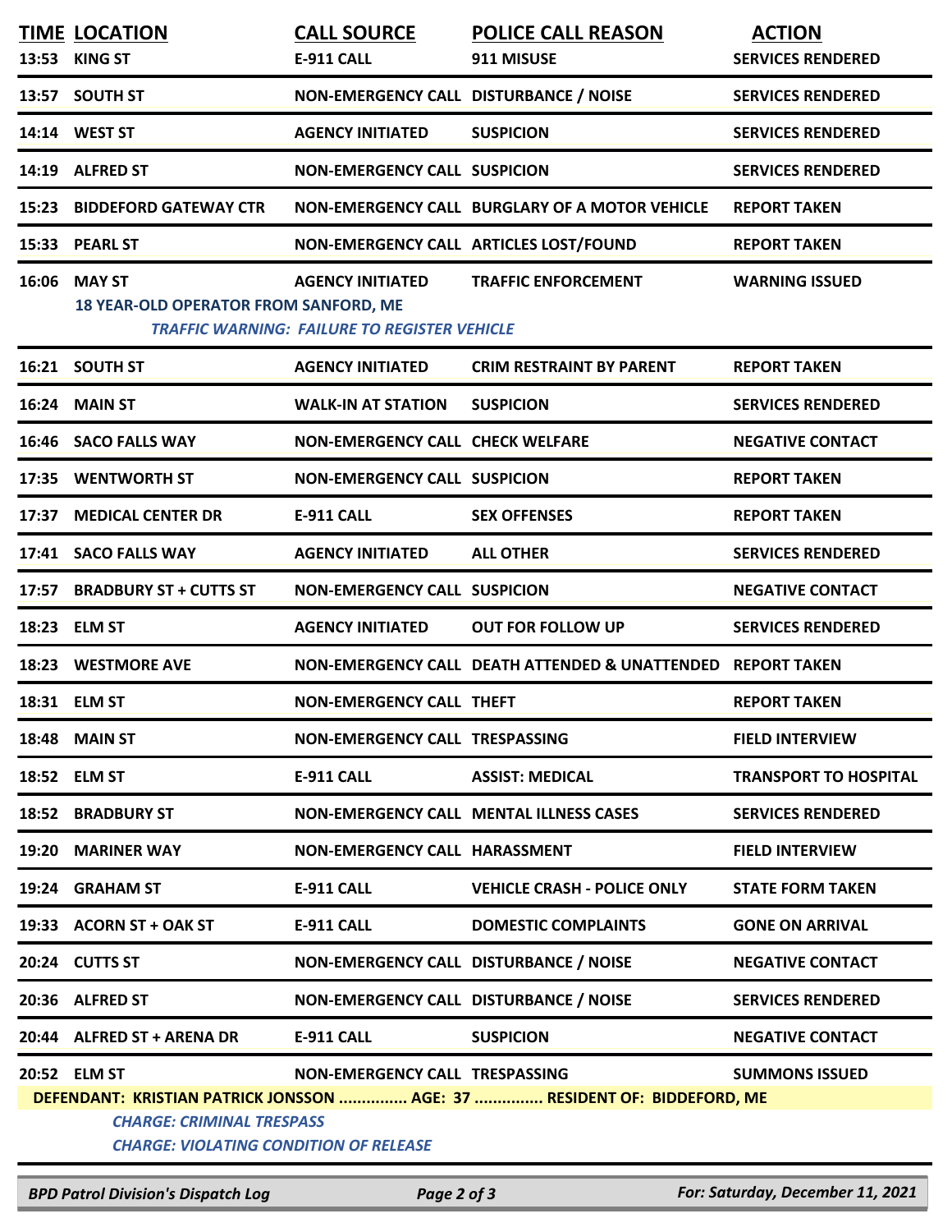| TIME | LOCATION | CALL SOURCE | POLICE CALL REASON | ACTION |
|---|---|---|---|---|
| 13:53 | KING ST | E-911 CALL | 911 MISUSE | SERVICES RENDERED |
| 13:57 | SOUTH ST | NON-EMERGENCY CALL | DISTURBANCE / NOISE | SERVICES RENDERED |
| 14:14 | WEST ST | AGENCY INITIATED | SUSPICION | SERVICES RENDERED |
| 14:19 | ALFRED ST | NON-EMERGENCY CALL | SUSPICION | SERVICES RENDERED |
| 15:23 | BIDDEFORD GATEWAY CTR | NON-EMERGENCY CALL | BURGLARY OF A MOTOR VEHICLE | REPORT TAKEN |
| 15:33 | PEARL ST | NON-EMERGENCY CALL | ARTICLES LOST/FOUND | REPORT TAKEN |
| 16:06 | MAY ST | AGENCY INITIATED | TRAFFIC ENFORCEMENT | WARNING ISSUED |

**18 YEAR-OLD OPERATOR FROM SANFORD, ME**

***TRAFFIC WARNING: FAILURE TO REGISTER VEHICLE***

| TIME | LOCATION | CALL SOURCE | POLICE CALL REASON | ACTION |
|---|---|---|---|---|
| 16:21 | SOUTH ST | AGENCY INITIATED | CRIM RESTRAINT BY PARENT | REPORT TAKEN |
| 16:24 | MAIN ST | WALK-IN AT STATION | SUSPICION | SERVICES RENDERED |
| 16:46 | SACO FALLS WAY | NON-EMERGENCY CALL | CHECK WELFARE | NEGATIVE CONTACT |
| 17:35 | WENTWORTH ST | NON-EMERGENCY CALL | SUSPICION | REPORT TAKEN |
| 17:37 | MEDICAL CENTER DR | E-911 CALL | SEX OFFENSES | REPORT TAKEN |
| 17:41 | SACO FALLS WAY | AGENCY INITIATED | ALL OTHER | SERVICES RENDERED |
| 17:57 | BRADBURY ST + CUTTS ST | NON-EMERGENCY CALL | SUSPICION | NEGATIVE CONTACT |
| 18:23 | ELM ST | AGENCY INITIATED | OUT FOR FOLLOW UP | SERVICES RENDERED |
| 18:23 | WESTMORE AVE | NON-EMERGENCY CALL | DEATH ATTENDED & UNATTENDED | REPORT TAKEN |
| 18:31 | ELM ST | NON-EMERGENCY CALL | THEFT | REPORT TAKEN |
| 18:48 | MAIN ST | NON-EMERGENCY CALL | TRESPASSING | FIELD INTERVIEW |
| 18:52 | ELM ST | E-911 CALL | ASSIST: MEDICAL | TRANSPORT TO HOSPITAL |
| 18:52 | BRADBURY ST | NON-EMERGENCY CALL | MENTAL ILLNESS CASES | SERVICES RENDERED |
| 19:20 | MARINER WAY | NON-EMERGENCY CALL | HARASSMENT | FIELD INTERVIEW |
| 19:24 | GRAHAM ST | E-911 CALL | VEHICLE CRASH - POLICE ONLY | STATE FORM TAKEN |
| 19:33 | ACORN ST + OAK ST | E-911 CALL | DOMESTIC COMPLAINTS | GONE ON ARRIVAL |
| 20:24 | CUTTS ST | NON-EMERGENCY CALL | DISTURBANCE / NOISE | NEGATIVE CONTACT |
| 20:36 | ALFRED ST | NON-EMERGENCY CALL | DISTURBANCE / NOISE | SERVICES RENDERED |
| 20:44 | ALFRED ST + ARENA DR | E-911 CALL | SUSPICION | NEGATIVE CONTACT |
| 20:52 | ELM ST | NON-EMERGENCY CALL | TRESPASSING | SUMMONS ISSUED |

**DEFENDANT: KRISTIAN PATRICK JONSSON ............... AGE: 37 ............... RESIDENT OF: BIDDEFORD, ME**

***CHARGE: CRIMINAL TRESPASS***

***CHARGE: VIOLATING CONDITION OF RELEASE***

*BPD Patrol Division's Dispatch Log* — *For: Saturday, December 11, 2021*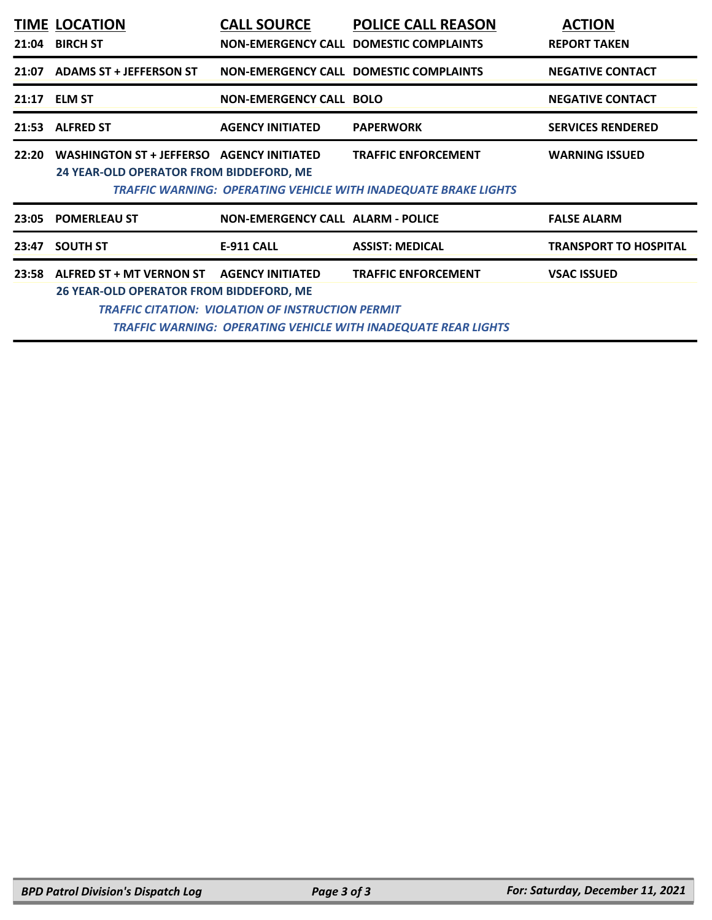| TIME | LOCATION | CALL SOURCE | POLICE CALL REASON | ACTION |
|---|---|---|---|---|
| 21:04 | BIRCH ST | NON-EMERGENCY CALL | DOMESTIC COMPLAINTS | REPORT TAKEN |
| 21:07 | ADAMS ST + JEFFERSON ST | NON-EMERGENCY CALL | DOMESTIC COMPLAINTS | NEGATIVE CONTACT |
| 21:17 | ELM ST | NON-EMERGENCY CALL | BOLO | NEGATIVE CONTACT |
| 21:53 | ALFRED ST | AGENCY INITIATED | PAPERWORK | SERVICES RENDERED |
| 22:20 | WASHINGTON ST + JEFFERSO | AGENCY INITIATED | TRAFFIC ENFORCEMENT | WARNING ISSUED |
| | 24 YEAR-OLD OPERATOR FROM BIDDEFORD, ME | | | |
| | *TRAFFIC WARNING: OPERATING VEHICLE WITH INADEQUATE BRAKE LIGHTS* | | | |
| 23:05 | POMERLEAU ST | NON-EMERGENCY CALL | ALARM - POLICE | FALSE ALARM |
| 23:47 | SOUTH ST | E-911 CALL | ASSIST: MEDICAL | TRANSPORT TO HOSPITAL |
| 23:58 | ALFRED ST + MT VERNON ST | AGENCY INITIATED | TRAFFIC ENFORCEMENT | VSAC ISSUED |
| | 26 YEAR-OLD OPERATOR FROM BIDDEFORD, ME | | | |
| | *TRAFFIC CITATION: VIOLATION OF INSTRUCTION PERMIT* | | | |
| | *TRAFFIC WARNING: OPERATING VEHICLE WITH INADEQUATE REAR LIGHTS* | | | |